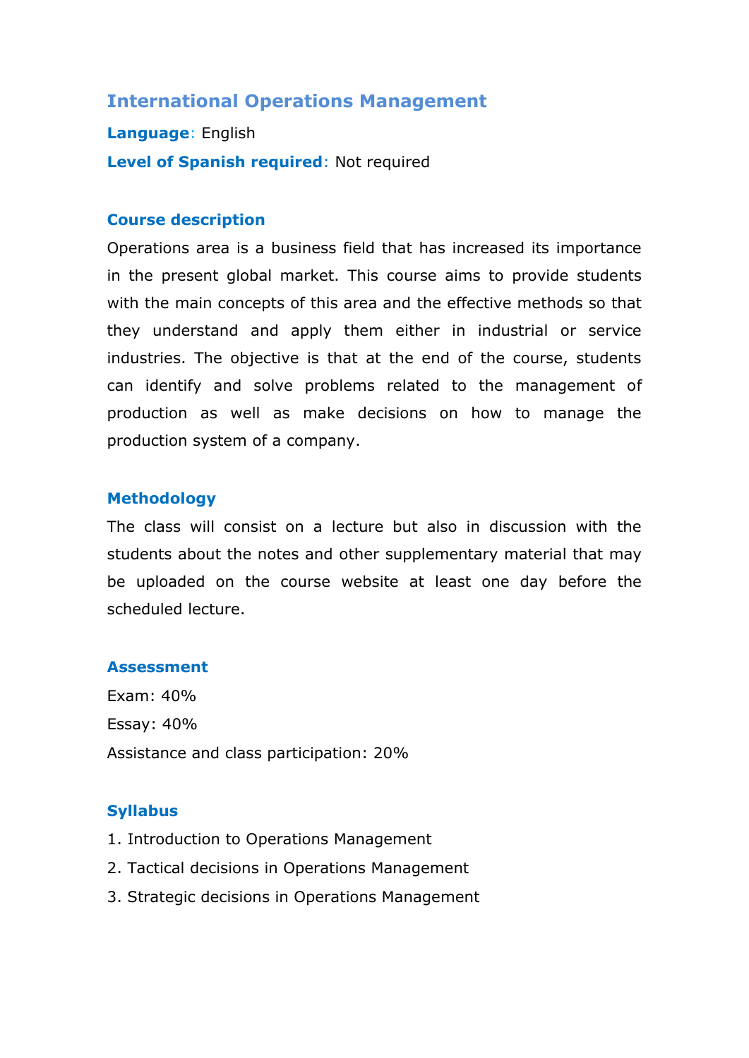# International Operations Management

**Language**: English

**Level of Spanish required**: Not required

## Course description

Operations area is a business field that has increased its importance in the present global market. This course aims to provide students with the main concepts of this area and the effective methods so that they understand and apply them either in industrial or service industries. The objective is that at the end of the course, students can identify and solve problems related to the management of production as well as make decisions on how to manage the production system of a company.

## Methodology

The class will consist on a lecture but also in discussion with the students about the notes and other supplementary material that may be uploaded on the course website at least one day before the scheduled lecture.

## Assessment

Exam: 40%

Essay: 40%

Assistance and class participation: 20%

## Syllabus

1. Introduction to Operations Management
2. Tactical decisions in Operations Management
3. Strategic decisions in Operations Management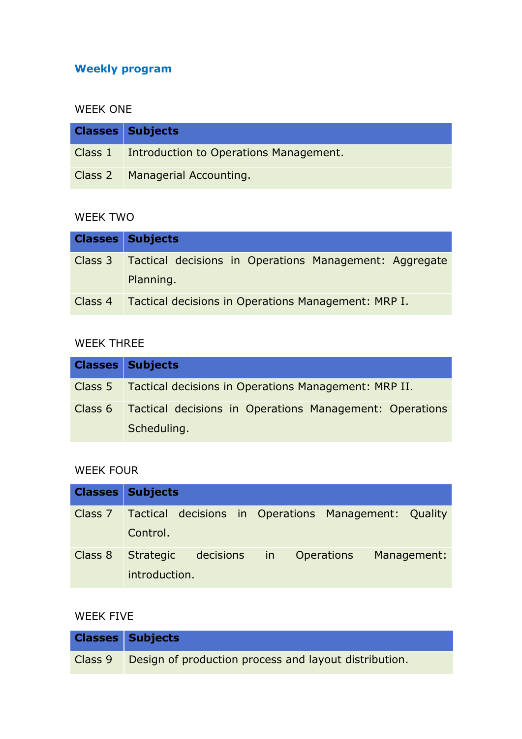## Weekly program

WEEK ONE

| Classes | Subjects |
|---|---|
| Class 1 | Introduction to Operations Management. |
| Class 2 | Managerial Accounting. |

WEEK TWO

| Classes | Subjects |
|---|---|
| Class 3 | Tactical decisions in Operations Management: Aggregate Planning. |
| Class 4 | Tactical decisions in Operations Management: MRP I. |

WEEK THREE

| Classes | Subjects |
|---|---|
| Class 5 | Tactical decisions in Operations Management: MRP II. |
| Class 6 | Tactical decisions in Operations Management: Operations Scheduling. |

WEEK FOUR

| Classes | Subjects |
|---|---|
| Class 7 | Tactical decisions in Operations Management: Quality Control. |
| Class 8 | Strategic decisions in Operations Management: introduction. |

WEEK FIVE

| Classes | Subjects |
|---|---|
| Class 9 | Design of production process and layout distribution. |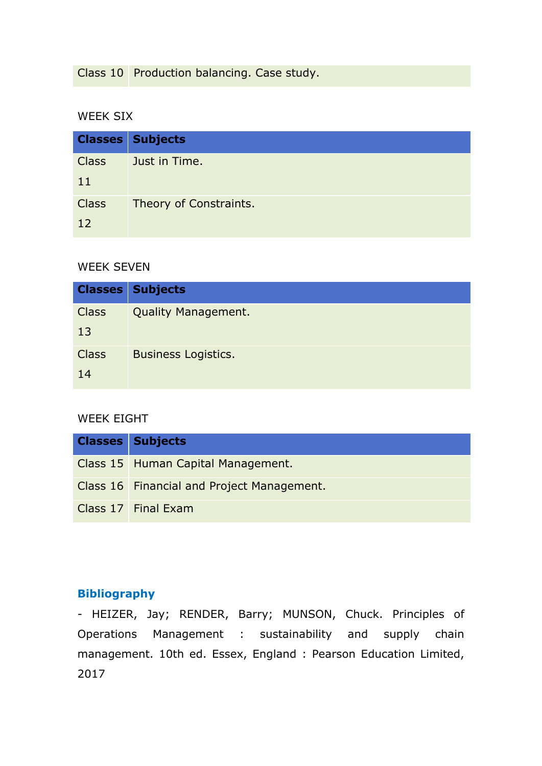| Class 10 | Production balancing. Case study. |
|---|---|

WEEK SIX

| Classes | Subjects |
|---|---|
| Class 11 | Just in Time. |
| Class 12 | Theory of Constraints. |

WEEK SEVEN

| Classes | Subjects |
|---|---|
| Class 13 | Quality Management. |
| Class 14 | Business Logistics. |

WEEK EIGHT

| Classes | Subjects |
|---|---|
| Class 15 | Human Capital Management. |
| Class 16 | Financial and Project Management. |
| Class 17 | Final Exam |

## Bibliography

- HEIZER, Jay; RENDER, Barry; MUNSON, Chuck. Principles of Operations Management : sustainability and supply chain management. 10th ed. Essex, England : Pearson Education Limited, 2017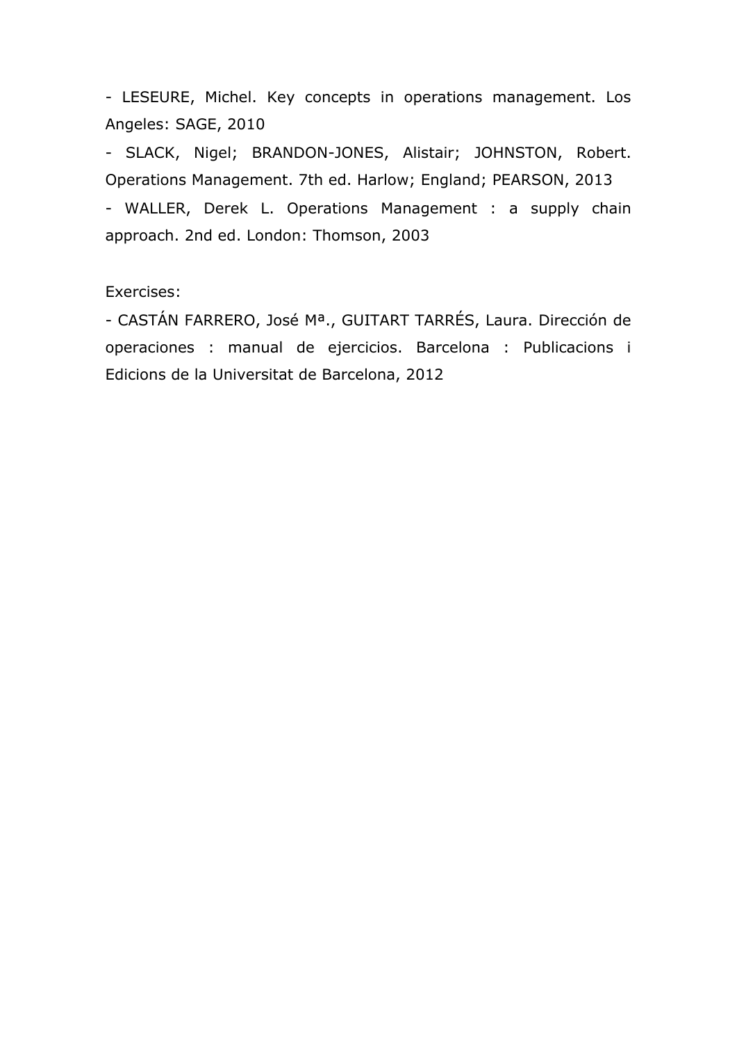- LESEURE, Michel. Key concepts in operations management. Los Angeles: SAGE, 2010
- SLACK, Nigel; BRANDON-JONES, Alistair; JOHNSTON, Robert. Operations Management. 7th ed. Harlow; England; PEARSON, 2013
- WALLER, Derek L. Operations Management : a supply chain approach. 2nd ed. London: Thomson, 2003

Exercises:

- CASTÁN FARRERO, José Mª., GUITART TARRÉS, Laura. Dirección de operaciones : manual de ejercicios. Barcelona : Publicacions i Edicions de la Universitat de Barcelona, 2012